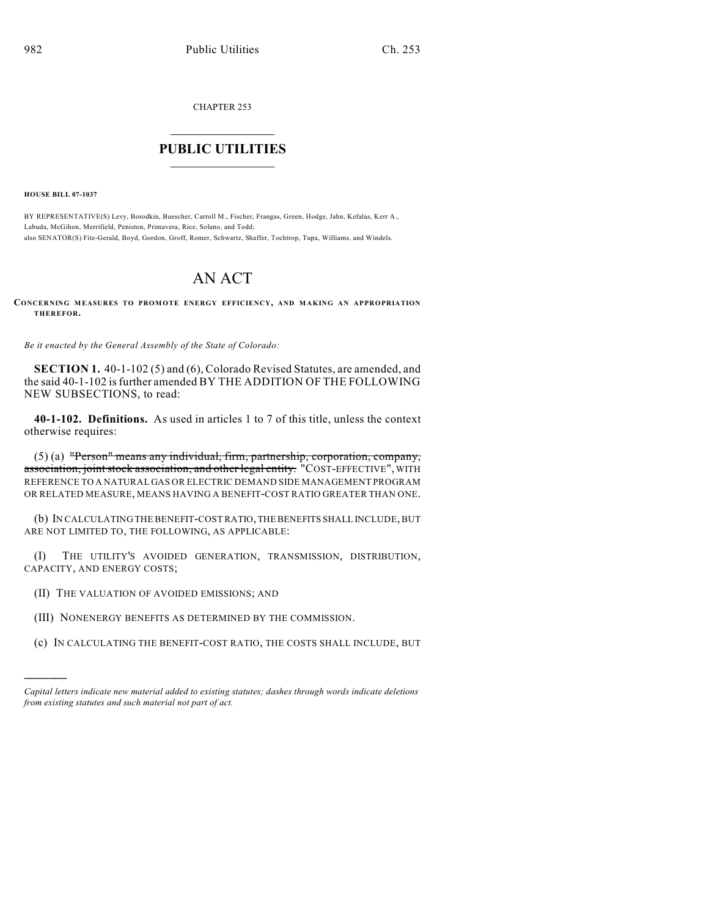CHAPTER 253

# PUBLIC UTILITIES

**HOUSE BILL 07-1037**

BY REPRESENTATIVE(S) Levy, Borodkin, Buescher, Carroll M., Fischer, Frangas, Green, Hodge, Jahn, Kefalas, Kerr A., Labuda, McGihon, Merrifield, Peniston, Primavera, Rice, Solano, and Todd;
also SENATOR(S) Fitz-Gerald, Boyd, Gordon, Groff, Romer, Schwartz, Shaffer, Tochtrop, Tupa, Williams, and Windels.

# AN ACT

**CONCERNING MEASURES TO PROMOTE ENERGY EFFICIENCY, AND MAKING AN APPROPRIATION THEREFOR.**

*Be it enacted by the General Assembly of the State of Colorado:*

**SECTION 1.** 40-1-102 (5) and (6), Colorado Revised Statutes, are amended, and the said 40-1-102 is further amended BY THE ADDITION OF THE FOLLOWING NEW SUBSECTIONS, to read:

**40-1-102. Definitions.** As used in articles 1 to 7 of this title, unless the context otherwise requires:

(5) (a) ~~"Person" means any individual, firm, partnership, corporation, company, association, joint stock association, and other legal entity.~~ "COST-EFFECTIVE", WITH REFERENCE TO A NATURAL GAS OR ELECTRIC DEMAND SIDE MANAGEMENT PROGRAM OR RELATED MEASURE, MEANS HAVING A BENEFIT-COST RATIO GREATER THAN ONE.

(b) IN CALCULATING THE BENEFIT-COST RATIO, THE BENEFITS SHALL INCLUDE, BUT ARE NOT LIMITED TO, THE FOLLOWING, AS APPLICABLE:

(I) THE UTILITY'S AVOIDED GENERATION, TRANSMISSION, DISTRIBUTION, CAPACITY, AND ENERGY COSTS;

(II) THE VALUATION OF AVOIDED EMISSIONS; AND

(III) NONENERGY BENEFITS AS DETERMINED BY THE COMMISSION.

(c) IN CALCULATING THE BENEFIT-COST RATIO, THE COSTS SHALL INCLUDE, BUT

---

*Capital letters indicate new material added to existing statutes; dashes through words indicate deletions from existing statutes and such material not part of act.*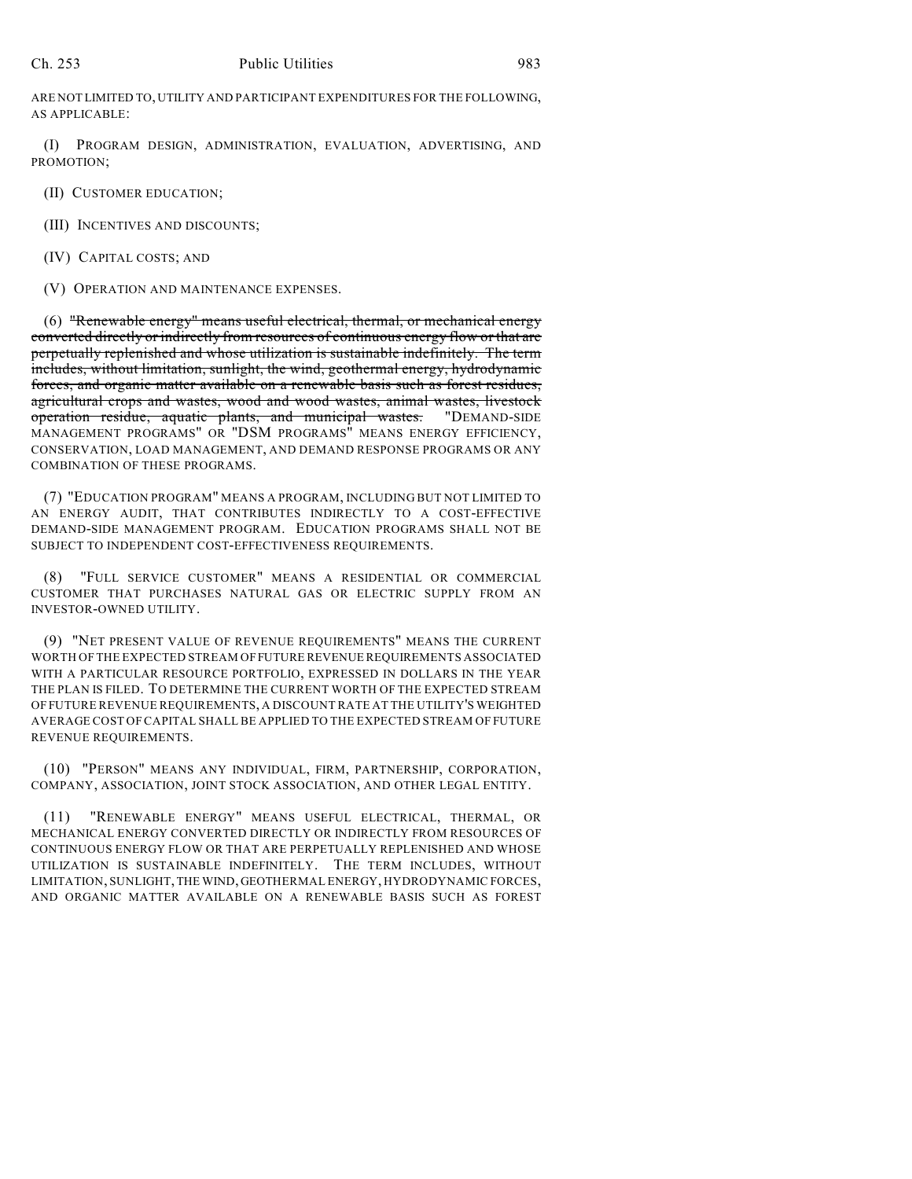ARE NOT LIMITED TO, UTILITY AND PARTICIPANT EXPENDITURES FOR THE FOLLOWING, AS APPLICABLE:

(I) PROGRAM DESIGN, ADMINISTRATION, EVALUATION, ADVERTISING, AND PROMOTION;

(II) CUSTOMER EDUCATION;

(III) INCENTIVES AND DISCOUNTS;

(IV) CAPITAL COSTS; AND

(V) OPERATION AND MAINTENANCE EXPENSES.

(6) ~~"Renewable energy" means useful electrical, thermal, or mechanical energy converted directly or indirectly from resources of continuous energy flow or that are perpetually replenished and whose utilization is sustainable indefinitely. The term includes, without limitation, sunlight, the wind, geothermal energy, hydrodynamic forces, and organic matter available on a renewable basis such as forest residues, agricultural crops and wastes, wood and wood wastes, animal wastes, livestock operation residue, aquatic plants, and municipal wastes.~~ "DEMAND-SIDE MANAGEMENT PROGRAMS" OR "DSM PROGRAMS" MEANS ENERGY EFFICIENCY, CONSERVATION, LOAD MANAGEMENT, AND DEMAND RESPONSE PROGRAMS OR ANY COMBINATION OF THESE PROGRAMS.

(7) "EDUCATION PROGRAM" MEANS A PROGRAM, INCLUDING BUT NOT LIMITED TO AN ENERGY AUDIT, THAT CONTRIBUTES INDIRECTLY TO A COST-EFFECTIVE DEMAND-SIDE MANAGEMENT PROGRAM. EDUCATION PROGRAMS SHALL NOT BE SUBJECT TO INDEPENDENT COST-EFFECTIVENESS REQUIREMENTS.

(8) "FULL SERVICE CUSTOMER" MEANS A RESIDENTIAL OR COMMERCIAL CUSTOMER THAT PURCHASES NATURAL GAS OR ELECTRIC SUPPLY FROM AN INVESTOR-OWNED UTILITY.

(9) "NET PRESENT VALUE OF REVENUE REQUIREMENTS" MEANS THE CURRENT WORTH OF THE EXPECTED STREAM OF FUTURE REVENUE REQUIREMENTS ASSOCIATED WITH A PARTICULAR RESOURCE PORTFOLIO, EXPRESSED IN DOLLARS IN THE YEAR THE PLAN IS FILED. TO DETERMINE THE CURRENT WORTH OF THE EXPECTED STREAM OF FUTURE REVENUE REQUIREMENTS, A DISCOUNT RATE AT THE UTILITY'S WEIGHTED AVERAGE COST OF CAPITAL SHALL BE APPLIED TO THE EXPECTED STREAM OF FUTURE REVENUE REQUIREMENTS.

(10) "PERSON" MEANS ANY INDIVIDUAL, FIRM, PARTNERSHIP, CORPORATION, COMPANY, ASSOCIATION, JOINT STOCK ASSOCIATION, AND OTHER LEGAL ENTITY.

(11) "RENEWABLE ENERGY" MEANS USEFUL ELECTRICAL, THERMAL, OR MECHANICAL ENERGY CONVERTED DIRECTLY OR INDIRECTLY FROM RESOURCES OF CONTINUOUS ENERGY FLOW OR THAT ARE PERPETUALLY REPLENISHED AND WHOSE UTILIZATION IS SUSTAINABLE INDEFINITELY. THE TERM INCLUDES, WITHOUT LIMITATION, SUNLIGHT, THE WIND, GEOTHERMAL ENERGY, HYDRODYNAMIC FORCES, AND ORGANIC MATTER AVAILABLE ON A RENEWABLE BASIS SUCH AS FOREST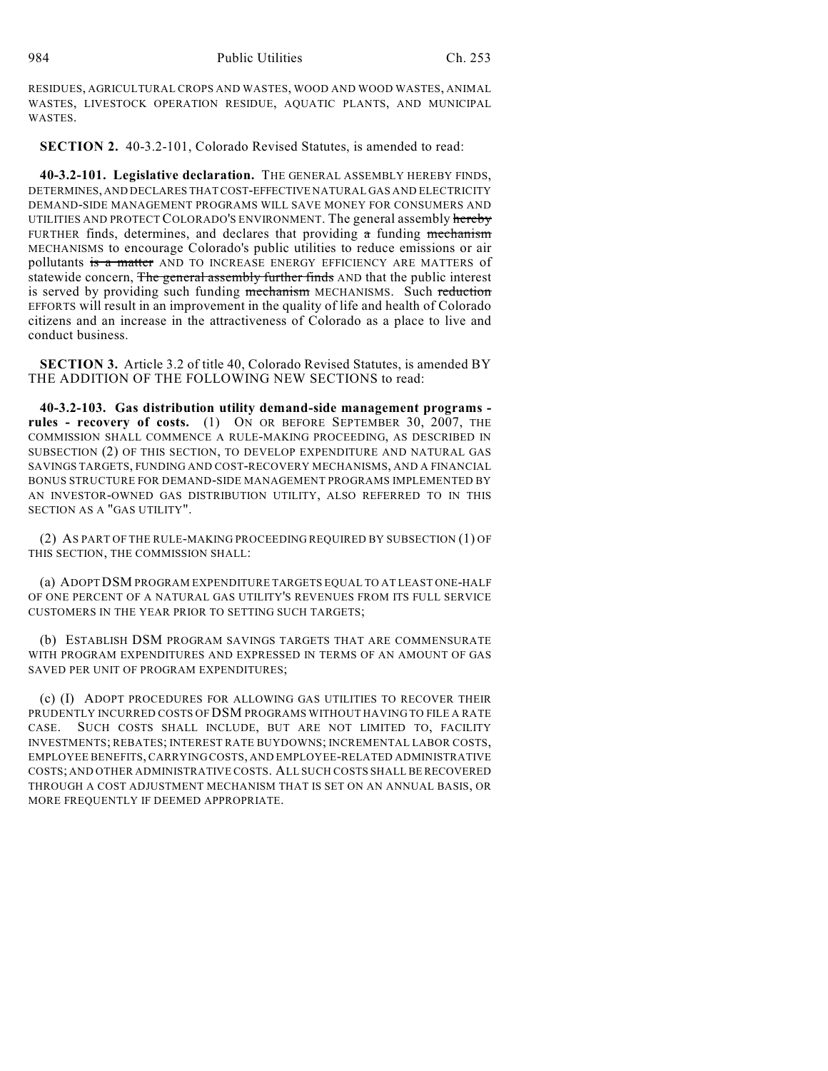RESIDUES, AGRICULTURAL CROPS AND WASTES, WOOD AND WOOD WASTES, ANIMAL WASTES, LIVESTOCK OPERATION RESIDUE, AQUATIC PLANTS, AND MUNICIPAL WASTES.

**SECTION 2.** 40-3.2-101, Colorado Revised Statutes, is amended to read:

**40-3.2-101. Legislative declaration.** THE GENERAL ASSEMBLY HEREBY FINDS, DETERMINES, AND DECLARES THAT COST-EFFECTIVE NATURAL GAS AND ELECTRICITY DEMAND-SIDE MANAGEMENT PROGRAMS WILL SAVE MONEY FOR CONSUMERS AND UTILITIES AND PROTECT COLORADO'S ENVIRONMENT. The general assembly ~~hereby~~ FURTHER finds, determines, and declares that providing ~~a~~ funding ~~mechanism~~ MECHANISMS to encourage Colorado's public utilities to reduce emissions or air pollutants ~~is a matter~~ AND TO INCREASE ENERGY EFFICIENCY ARE MATTERS of statewide concern, ~~The general assembly further finds~~ AND that the public interest is served by providing such funding ~~mechanism~~ MECHANISMS. Such ~~reduction~~ EFFORTS will result in an improvement in the quality of life and health of Colorado citizens and an increase in the attractiveness of Colorado as a place to live and conduct business.

**SECTION 3.** Article 3.2 of title 40, Colorado Revised Statutes, is amended BY THE ADDITION OF THE FOLLOWING NEW SECTIONS to read:

**40-3.2-103. Gas distribution utility demand-side management programs - rules - recovery of costs.** (1) ON OR BEFORE SEPTEMBER 30, 2007, THE COMMISSION SHALL COMMENCE A RULE-MAKING PROCEEDING, AS DESCRIBED IN SUBSECTION (2) OF THIS SECTION, TO DEVELOP EXPENDITURE AND NATURAL GAS SAVINGS TARGETS, FUNDING AND COST-RECOVERY MECHANISMS, AND A FINANCIAL BONUS STRUCTURE FOR DEMAND-SIDE MANAGEMENT PROGRAMS IMPLEMENTED BY AN INVESTOR-OWNED GAS DISTRIBUTION UTILITY, ALSO REFERRED TO IN THIS SECTION AS A "GAS UTILITY".

(2) AS PART OF THE RULE-MAKING PROCEEDING REQUIRED BY SUBSECTION (1) OF THIS SECTION, THE COMMISSION SHALL:

(a) ADOPT DSM PROGRAM EXPENDITURE TARGETS EQUAL TO AT LEAST ONE-HALF OF ONE PERCENT OF A NATURAL GAS UTILITY'S REVENUES FROM ITS FULL SERVICE CUSTOMERS IN THE YEAR PRIOR TO SETTING SUCH TARGETS;

(b) ESTABLISH DSM PROGRAM SAVINGS TARGETS THAT ARE COMMENSURATE WITH PROGRAM EXPENDITURES AND EXPRESSED IN TERMS OF AN AMOUNT OF GAS SAVED PER UNIT OF PROGRAM EXPENDITURES;

(c) (I) ADOPT PROCEDURES FOR ALLOWING GAS UTILITIES TO RECOVER THEIR PRUDENTLY INCURRED COSTS OF DSM PROGRAMS WITHOUT HAVING TO FILE A RATE CASE. SUCH COSTS SHALL INCLUDE, BUT ARE NOT LIMITED TO, FACILITY INVESTMENTS; REBATES; INTEREST RATE BUYDOWNS; INCREMENTAL LABOR COSTS, EMPLOYEE BENEFITS, CARRYING COSTS, AND EMPLOYEE-RELATED ADMINISTRATIVE COSTS; AND OTHER ADMINISTRATIVE COSTS. ALL SUCH COSTS SHALL BE RECOVERED THROUGH A COST ADJUSTMENT MECHANISM THAT IS SET ON AN ANNUAL BASIS, OR MORE FREQUENTLY IF DEEMED APPROPRIATE.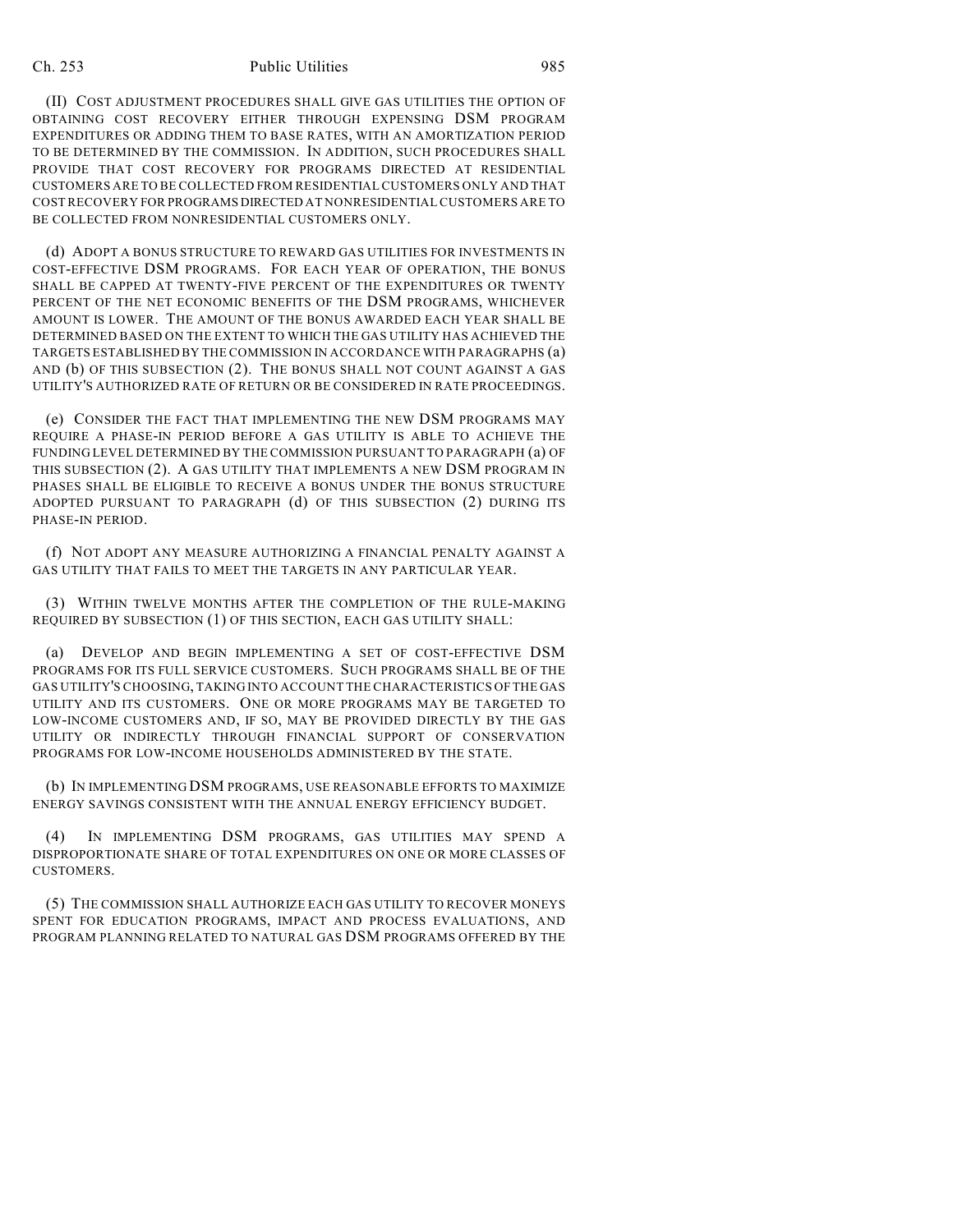(II) COST ADJUSTMENT PROCEDURES SHALL GIVE GAS UTILITIES THE OPTION OF OBTAINING COST RECOVERY EITHER THROUGH EXPENSING DSM PROGRAM EXPENDITURES OR ADDING THEM TO BASE RATES, WITH AN AMORTIZATION PERIOD TO BE DETERMINED BY THE COMMISSION. IN ADDITION, SUCH PROCEDURES SHALL PROVIDE THAT COST RECOVERY FOR PROGRAMS DIRECTED AT RESIDENTIAL CUSTOMERS ARE TO BE COLLECTED FROM RESIDENTIAL CUSTOMERS ONLY AND THAT COST RECOVERY FOR PROGRAMS DIRECTED AT NONRESIDENTIAL CUSTOMERS ARE TO BE COLLECTED FROM NONRESIDENTIAL CUSTOMERS ONLY.

(d) ADOPT A BONUS STRUCTURE TO REWARD GAS UTILITIES FOR INVESTMENTS IN COST-EFFECTIVE DSM PROGRAMS. FOR EACH YEAR OF OPERATION, THE BONUS SHALL BE CAPPED AT TWENTY-FIVE PERCENT OF THE EXPENDITURES OR TWENTY PERCENT OF THE NET ECONOMIC BENEFITS OF THE DSM PROGRAMS, WHICHEVER AMOUNT IS LOWER. THE AMOUNT OF THE BONUS AWARDED EACH YEAR SHALL BE DETERMINED BASED ON THE EXTENT TO WHICH THE GAS UTILITY HAS ACHIEVED THE TARGETS ESTABLISHED BY THE COMMISSION IN ACCORDANCE WITH PARAGRAPHS (a) AND (b) OF THIS SUBSECTION (2). THE BONUS SHALL NOT COUNT AGAINST A GAS UTILITY'S AUTHORIZED RATE OF RETURN OR BE CONSIDERED IN RATE PROCEEDINGS.

(e) CONSIDER THE FACT THAT IMPLEMENTING THE NEW DSM PROGRAMS MAY REQUIRE A PHASE-IN PERIOD BEFORE A GAS UTILITY IS ABLE TO ACHIEVE THE FUNDING LEVEL DETERMINED BY THE COMMISSION PURSUANT TO PARAGRAPH (a) OF THIS SUBSECTION (2). A GAS UTILITY THAT IMPLEMENTS A NEW DSM PROGRAM IN PHASES SHALL BE ELIGIBLE TO RECEIVE A BONUS UNDER THE BONUS STRUCTURE ADOPTED PURSUANT TO PARAGRAPH (d) OF THIS SUBSECTION (2) DURING ITS PHASE-IN PERIOD.

(f) NOT ADOPT ANY MEASURE AUTHORIZING A FINANCIAL PENALTY AGAINST A GAS UTILITY THAT FAILS TO MEET THE TARGETS IN ANY PARTICULAR YEAR.

(3) WITHIN TWELVE MONTHS AFTER THE COMPLETION OF THE RULE-MAKING REQUIRED BY SUBSECTION (1) OF THIS SECTION, EACH GAS UTILITY SHALL:

(a) DEVELOP AND BEGIN IMPLEMENTING A SET OF COST-EFFECTIVE DSM PROGRAMS FOR ITS FULL SERVICE CUSTOMERS. SUCH PROGRAMS SHALL BE OF THE GAS UTILITY'S CHOOSING, TAKING INTO ACCOUNT THE CHARACTERISTICS OF THE GAS UTILITY AND ITS CUSTOMERS. ONE OR MORE PROGRAMS MAY BE TARGETED TO LOW-INCOME CUSTOMERS AND, IF SO, MAY BE PROVIDED DIRECTLY BY THE GAS UTILITY OR INDIRECTLY THROUGH FINANCIAL SUPPORT OF CONSERVATION PROGRAMS FOR LOW-INCOME HOUSEHOLDS ADMINISTERED BY THE STATE.

(b) IN IMPLEMENTING DSM PROGRAMS, USE REASONABLE EFFORTS TO MAXIMIZE ENERGY SAVINGS CONSISTENT WITH THE ANNUAL ENERGY EFFICIENCY BUDGET.

(4) IN IMPLEMENTING DSM PROGRAMS, GAS UTILITIES MAY SPEND A DISPROPORTIONATE SHARE OF TOTAL EXPENDITURES ON ONE OR MORE CLASSES OF CUSTOMERS.

(5) THE COMMISSION SHALL AUTHORIZE EACH GAS UTILITY TO RECOVER MONEYS SPENT FOR EDUCATION PROGRAMS, IMPACT AND PROCESS EVALUATIONS, AND PROGRAM PLANNING RELATED TO NATURAL GAS DSM PROGRAMS OFFERED BY THE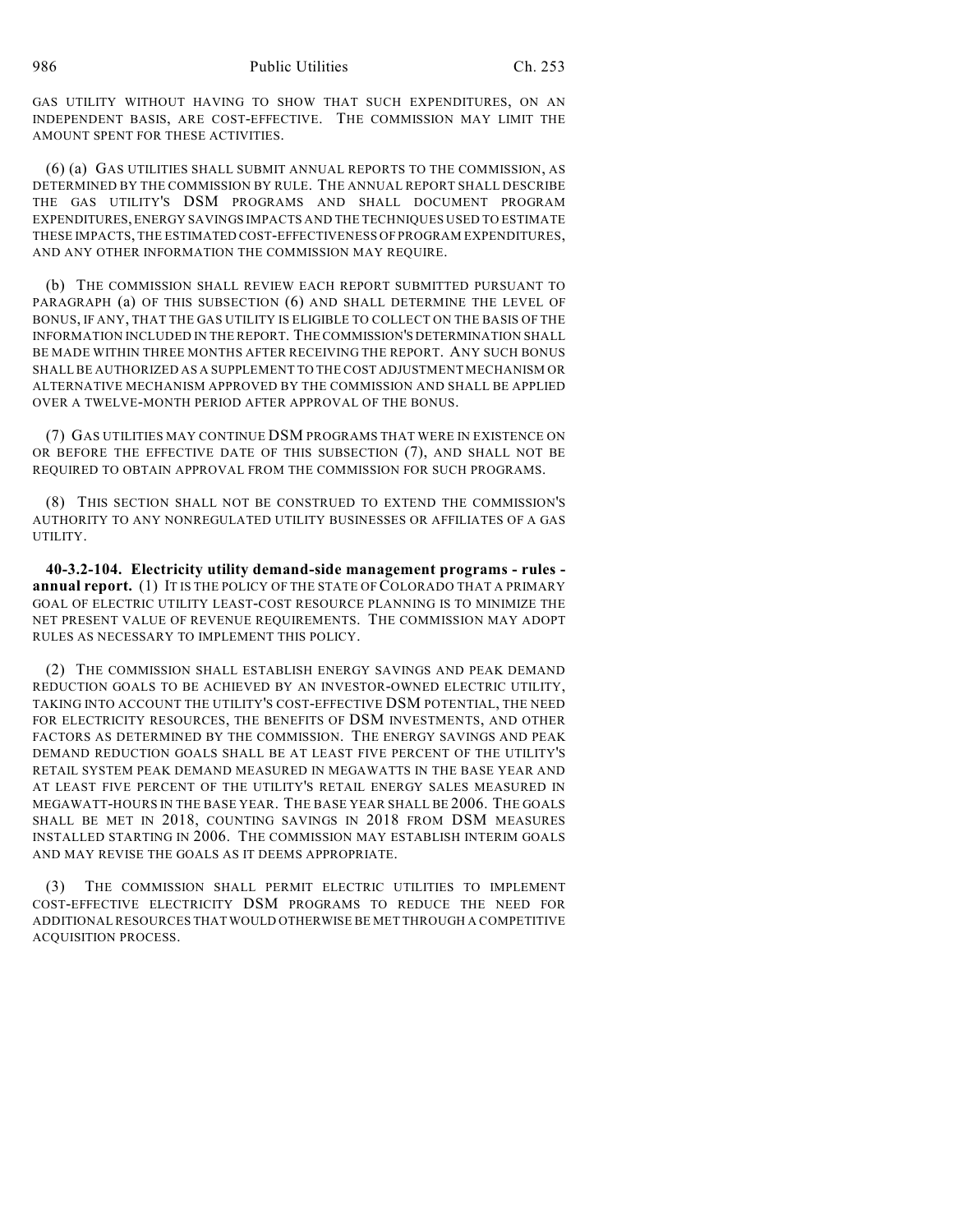GAS UTILITY WITHOUT HAVING TO SHOW THAT SUCH EXPENDITURES, ON AN INDEPENDENT BASIS, ARE COST-EFFECTIVE. THE COMMISSION MAY LIMIT THE AMOUNT SPENT FOR THESE ACTIVITIES.

(6) (a) GAS UTILITIES SHALL SUBMIT ANNUAL REPORTS TO THE COMMISSION, AS DETERMINED BY THE COMMISSION BY RULE. THE ANNUAL REPORT SHALL DESCRIBE THE GAS UTILITY'S DSM PROGRAMS AND SHALL DOCUMENT PROGRAM EXPENDITURES, ENERGY SAVINGS IMPACTS AND THE TECHNIQUES USED TO ESTIMATE THESE IMPACTS, THE ESTIMATED COST-EFFECTIVENESS OF PROGRAM EXPENDITURES, AND ANY OTHER INFORMATION THE COMMISSION MAY REQUIRE.

(b) THE COMMISSION SHALL REVIEW EACH REPORT SUBMITTED PURSUANT TO PARAGRAPH (a) OF THIS SUBSECTION (6) AND SHALL DETERMINE THE LEVEL OF BONUS, IF ANY, THAT THE GAS UTILITY IS ELIGIBLE TO COLLECT ON THE BASIS OF THE INFORMATION INCLUDED IN THE REPORT. THE COMMISSION'S DETERMINATION SHALL BE MADE WITHIN THREE MONTHS AFTER RECEIVING THE REPORT. ANY SUCH BONUS SHALL BE AUTHORIZED AS A SUPPLEMENT TO THE COST ADJUSTMENT MECHANISM OR ALTERNATIVE MECHANISM APPROVED BY THE COMMISSION AND SHALL BE APPLIED OVER A TWELVE-MONTH PERIOD AFTER APPROVAL OF THE BONUS.

(7) GAS UTILITIES MAY CONTINUE DSM PROGRAMS THAT WERE IN EXISTENCE ON OR BEFORE THE EFFECTIVE DATE OF THIS SUBSECTION (7), AND SHALL NOT BE REQUIRED TO OBTAIN APPROVAL FROM THE COMMISSION FOR SUCH PROGRAMS.

(8) THIS SECTION SHALL NOT BE CONSTRUED TO EXTEND THE COMMISSION'S AUTHORITY TO ANY NONREGULATED UTILITY BUSINESSES OR AFFILIATES OF A GAS UTILITY.

**40-3.2-104. Electricity utility demand-side management programs - rules - annual report.** (1) IT IS THE POLICY OF THE STATE OF COLORADO THAT A PRIMARY GOAL OF ELECTRIC UTILITY LEAST-COST RESOURCE PLANNING IS TO MINIMIZE THE NET PRESENT VALUE OF REVENUE REQUIREMENTS. THE COMMISSION MAY ADOPT RULES AS NECESSARY TO IMPLEMENT THIS POLICY.

(2) THE COMMISSION SHALL ESTABLISH ENERGY SAVINGS AND PEAK DEMAND REDUCTION GOALS TO BE ACHIEVED BY AN INVESTOR-OWNED ELECTRIC UTILITY, TAKING INTO ACCOUNT THE UTILITY'S COST-EFFECTIVE DSM POTENTIAL, THE NEED FOR ELECTRICITY RESOURCES, THE BENEFITS OF DSM INVESTMENTS, AND OTHER FACTORS AS DETERMINED BY THE COMMISSION. THE ENERGY SAVINGS AND PEAK DEMAND REDUCTION GOALS SHALL BE AT LEAST FIVE PERCENT OF THE UTILITY'S RETAIL SYSTEM PEAK DEMAND MEASURED IN MEGAWATTS IN THE BASE YEAR AND AT LEAST FIVE PERCENT OF THE UTILITY'S RETAIL ENERGY SALES MEASURED IN MEGAWATT-HOURS IN THE BASE YEAR. THE BASE YEAR SHALL BE 2006. THE GOALS SHALL BE MET IN 2018, COUNTING SAVINGS IN 2018 FROM DSM MEASURES INSTALLED STARTING IN 2006. THE COMMISSION MAY ESTABLISH INTERIM GOALS AND MAY REVISE THE GOALS AS IT DEEMS APPROPRIATE.

(3) THE COMMISSION SHALL PERMIT ELECTRIC UTILITIES TO IMPLEMENT COST-EFFECTIVE ELECTRICITY DSM PROGRAMS TO REDUCE THE NEED FOR ADDITIONAL RESOURCES THAT WOULD OTHERWISE BE MET THROUGH A COMPETITIVE ACQUISITION PROCESS.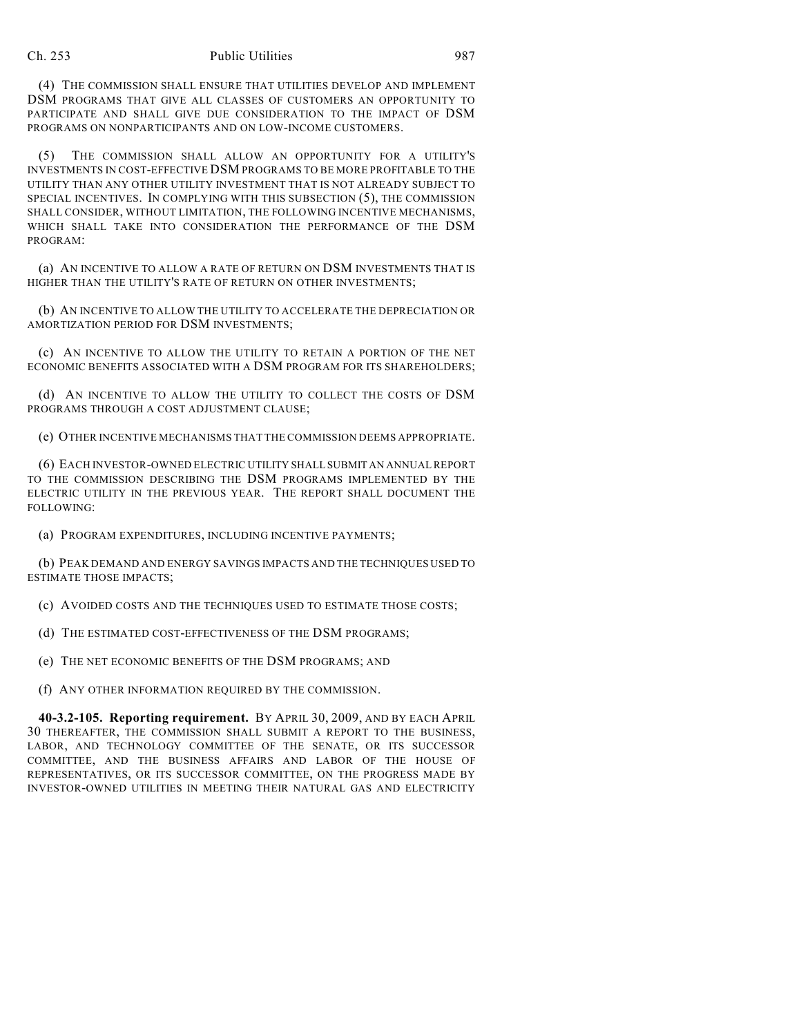(4) THE COMMISSION SHALL ENSURE THAT UTILITIES DEVELOP AND IMPLEMENT DSM PROGRAMS THAT GIVE ALL CLASSES OF CUSTOMERS AN OPPORTUNITY TO PARTICIPATE AND SHALL GIVE DUE CONSIDERATION TO THE IMPACT OF DSM PROGRAMS ON NONPARTICIPANTS AND ON LOW-INCOME CUSTOMERS.

(5) THE COMMISSION SHALL ALLOW AN OPPORTUNITY FOR A UTILITY'S INVESTMENTS IN COST-EFFECTIVE DSM PROGRAMS TO BE MORE PROFITABLE TO THE UTILITY THAN ANY OTHER UTILITY INVESTMENT THAT IS NOT ALREADY SUBJECT TO SPECIAL INCENTIVES. IN COMPLYING WITH THIS SUBSECTION (5), THE COMMISSION SHALL CONSIDER, WITHOUT LIMITATION, THE FOLLOWING INCENTIVE MECHANISMS, WHICH SHALL TAKE INTO CONSIDERATION THE PERFORMANCE OF THE DSM PROGRAM:

(a) AN INCENTIVE TO ALLOW A RATE OF RETURN ON DSM INVESTMENTS THAT IS HIGHER THAN THE UTILITY'S RATE OF RETURN ON OTHER INVESTMENTS;

(b) AN INCENTIVE TO ALLOW THE UTILITY TO ACCELERATE THE DEPRECIATION OR AMORTIZATION PERIOD FOR DSM INVESTMENTS;

(c) AN INCENTIVE TO ALLOW THE UTILITY TO RETAIN A PORTION OF THE NET ECONOMIC BENEFITS ASSOCIATED WITH A DSM PROGRAM FOR ITS SHAREHOLDERS;

(d) AN INCENTIVE TO ALLOW THE UTILITY TO COLLECT THE COSTS OF DSM PROGRAMS THROUGH A COST ADJUSTMENT CLAUSE;

(e) OTHER INCENTIVE MECHANISMS THAT THE COMMISSION DEEMS APPROPRIATE.

(6) EACH INVESTOR-OWNED ELECTRIC UTILITY SHALL SUBMIT AN ANNUAL REPORT TO THE COMMISSION DESCRIBING THE DSM PROGRAMS IMPLEMENTED BY THE ELECTRIC UTILITY IN THE PREVIOUS YEAR. THE REPORT SHALL DOCUMENT THE FOLLOWING:

(a) PROGRAM EXPENDITURES, INCLUDING INCENTIVE PAYMENTS;

(b) PEAK DEMAND AND ENERGY SAVINGS IMPACTS AND THE TECHNIQUES USED TO ESTIMATE THOSE IMPACTS;

(c) AVOIDED COSTS AND THE TECHNIQUES USED TO ESTIMATE THOSE COSTS;

(d) THE ESTIMATED COST-EFFECTIVENESS OF THE DSM PROGRAMS;

(e) THE NET ECONOMIC BENEFITS OF THE DSM PROGRAMS; AND

(f) ANY OTHER INFORMATION REQUIRED BY THE COMMISSION.

**40-3.2-105. Reporting requirement.** BY APRIL 30, 2009, AND BY EACH APRIL 30 THEREAFTER, THE COMMISSION SHALL SUBMIT A REPORT TO THE BUSINESS, LABOR, AND TECHNOLOGY COMMITTEE OF THE SENATE, OR ITS SUCCESSOR COMMITTEE, AND THE BUSINESS AFFAIRS AND LABOR OF THE HOUSE OF REPRESENTATIVES, OR ITS SUCCESSOR COMMITTEE, ON THE PROGRESS MADE BY INVESTOR-OWNED UTILITIES IN MEETING THEIR NATURAL GAS AND ELECTRICITY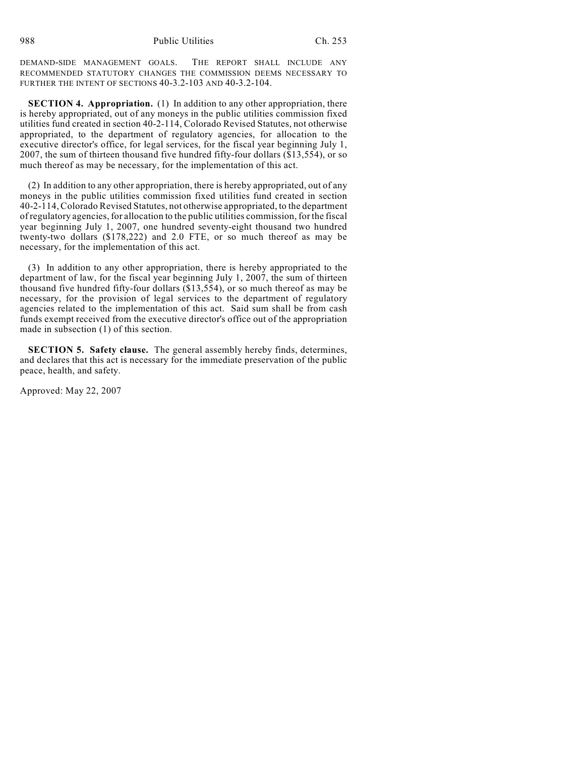DEMAND-SIDE MANAGEMENT GOALS. THE REPORT SHALL INCLUDE ANY RECOMMENDED STATUTORY CHANGES THE COMMISSION DEEMS NECESSARY TO FURTHER THE INTENT OF SECTIONS 40-3.2-103 AND 40-3.2-104.

**SECTION 4. Appropriation.** (1) In addition to any other appropriation, there is hereby appropriated, out of any moneys in the public utilities commission fixed utilities fund created in section 40-2-114, Colorado Revised Statutes, not otherwise appropriated, to the department of regulatory agencies, for allocation to the executive director's office, for legal services, for the fiscal year beginning July 1, 2007, the sum of thirteen thousand five hundred fifty-four dollars ($13,554), or so much thereof as may be necessary, for the implementation of this act.

(2) In addition to any other appropriation, there is hereby appropriated, out of any moneys in the public utilities commission fixed utilities fund created in section 40-2-114, Colorado Revised Statutes, not otherwise appropriated, to the department of regulatory agencies, for allocation to the public utilities commission, for the fiscal year beginning July 1, 2007, one hundred seventy-eight thousand two hundred twenty-two dollars ($178,222) and 2.0 FTE, or so much thereof as may be necessary, for the implementation of this act.

(3) In addition to any other appropriation, there is hereby appropriated to the department of law, for the fiscal year beginning July 1, 2007, the sum of thirteen thousand five hundred fifty-four dollars ($13,554), or so much thereof as may be necessary, for the provision of legal services to the department of regulatory agencies related to the implementation of this act. Said sum shall be from cash funds exempt received from the executive director's office out of the appropriation made in subsection (1) of this section.

**SECTION 5. Safety clause.** The general assembly hereby finds, determines, and declares that this act is necessary for the immediate preservation of the public peace, health, and safety.

Approved: May 22, 2007